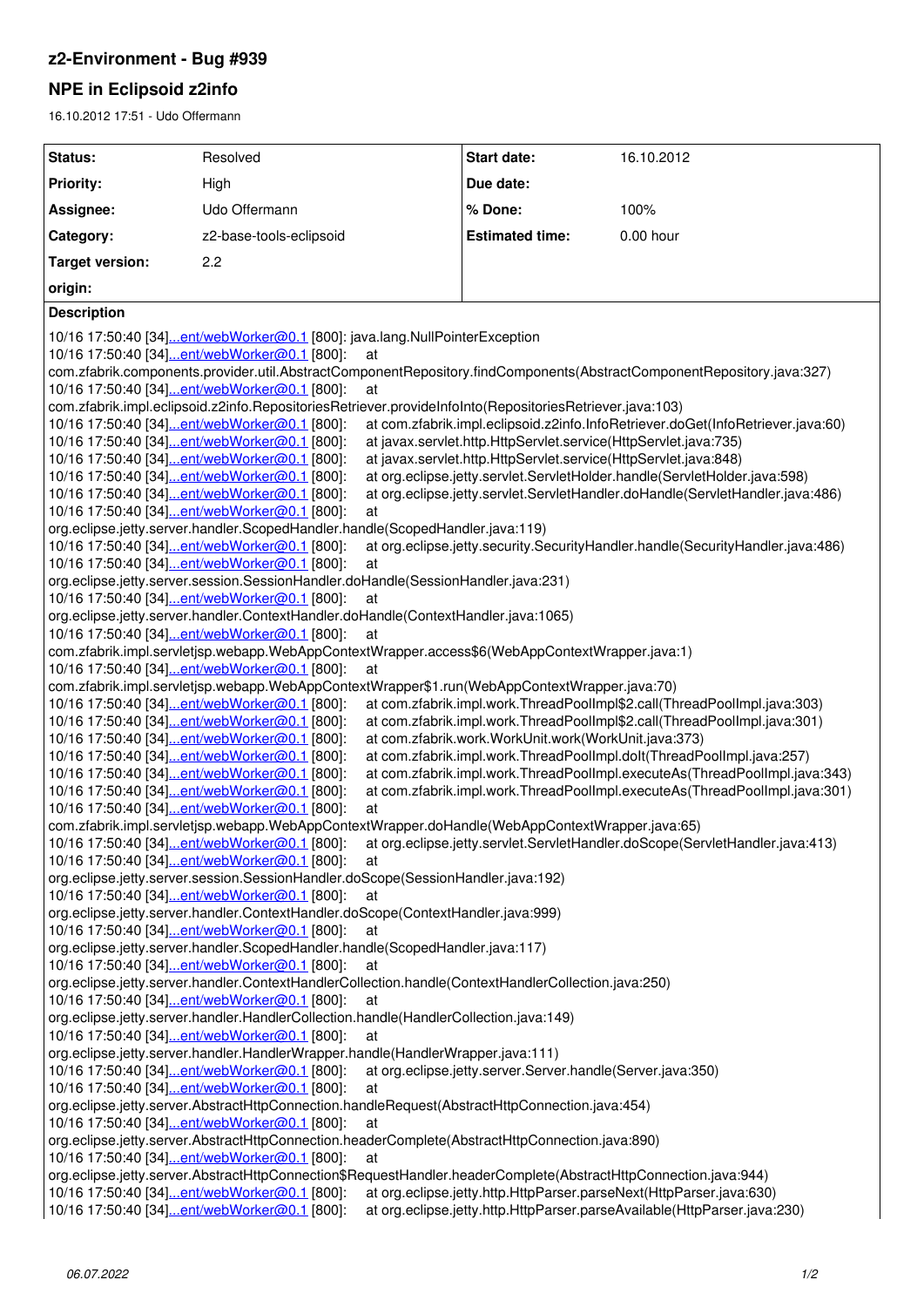## z2-Environment - Bug #939

## NPE in Eclipsoid z2info

16.10.2012 17:51 - Udo Offermann

| Status: | Resolved | Start date: | 16.10.2012 |
|---|---|---|---|
| Priority: | High | Due date: | |
| Assignee: | Udo Offermann | % Done: | 100% |
| Category: | z2-base-tools-eclipsoid | Estimated time: | 0.00 hour |
| Target version: | 2.2 | | |
| origin: | | | |

**Description**

```
10/16 17:50:40 [34]...ent/webWorker@0.1 [800]: java.lang.NullPointerException
10/16 17:50:40 [34]...ent/webWorker@0.1 [800]:     at com.zfabrik.components.provider.util.AbstractComponentRepository.findComponents(AbstractComponentRepository.java:327)
10/16 17:50:40 [34]...ent/webWorker@0.1 [800]:     at com.zfabrik.impl.eclipsoid.z2info.RepositoriesRetriever.provideInfoInto(RepositoriesRetriever.java:103)
10/16 17:50:40 [34]...ent/webWorker@0.1 [800]:     at com.zfabrik.impl.eclipsoid.z2info.InfoRetriever.doGet(InfoRetriever.java:60)
10/16 17:50:40 [34]...ent/webWorker@0.1 [800]:     at javax.servlet.http.HttpServlet.service(HttpServlet.java:735)
10/16 17:50:40 [34]...ent/webWorker@0.1 [800]:     at javax.servlet.http.HttpServlet.service(HttpServlet.java:848)
10/16 17:50:40 [34]...ent/webWorker@0.1 [800]:     at org.eclipse.jetty.servlet.ServletHolder.handle(ServletHolder.java:598)
10/16 17:50:40 [34]...ent/webWorker@0.1 [800]:     at org.eclipse.jetty.servlet.ServletHandler.doHandle(ServletHandler.java:486)
10/16 17:50:40 [34]...ent/webWorker@0.1 [800]:     at org.eclipse.jetty.server.handler.ScopedHandler.handle(ScopedHandler.java:119)
10/16 17:50:40 [34]...ent/webWorker@0.1 [800]:     at org.eclipse.jetty.security.SecurityHandler.handle(SecurityHandler.java:486)
10/16 17:50:40 [34]...ent/webWorker@0.1 [800]:     at org.eclipse.jetty.server.session.SessionHandler.doHandle(SessionHandler.java:231)
10/16 17:50:40 [34]...ent/webWorker@0.1 [800]:     at org.eclipse.jetty.server.handler.ContextHandler.doHandle(ContextHandler.java:1065)
10/16 17:50:40 [34]...ent/webWorker@0.1 [800]:     at com.zfabrik.impl.servletjsp.webapp.WebAppContextWrapper.access$6(WebAppContextWrapper.java:1)
10/16 17:50:40 [34]...ent/webWorker@0.1 [800]:     at com.zfabrik.impl.servletjsp.webapp.WebAppContextWrapper$1.run(WebAppContextWrapper.java:70)
10/16 17:50:40 [34]...ent/webWorker@0.1 [800]:     at com.zfabrik.impl.work.ThreadPoolImpl$2.call(ThreadPoolImpl.java:303)
10/16 17:50:40 [34]...ent/webWorker@0.1 [800]:     at com.zfabrik.impl.work.ThreadPoolImpl$2.call(ThreadPoolImpl.java:301)
10/16 17:50:40 [34]...ent/webWorker@0.1 [800]:     at com.zfabrik.work.WorkUnit.work(WorkUnit.java:373)
10/16 17:50:40 [34]...ent/webWorker@0.1 [800]:     at com.zfabrik.impl.work.ThreadPoolImpl.doIt(ThreadPoolImpl.java:257)
10/16 17:50:40 [34]...ent/webWorker@0.1 [800]:     at com.zfabrik.impl.work.ThreadPoolImpl.executeAs(ThreadPoolImpl.java:343)
10/16 17:50:40 [34]...ent/webWorker@0.1 [800]:     at com.zfabrik.impl.work.ThreadPoolImpl.executeAs(ThreadPoolImpl.java:301)
10/16 17:50:40 [34]...ent/webWorker@0.1 [800]:     at com.zfabrik.impl.servletjsp.webapp.WebAppContextWrapper.doHandle(WebAppContextWrapper.java:65)
10/16 17:50:40 [34]...ent/webWorker@0.1 [800]:     at org.eclipse.jetty.servlet.ServletHandler.doScope(ServletHandler.java:413)
10/16 17:50:40 [34]...ent/webWorker@0.1 [800]:     at org.eclipse.jetty.server.session.SessionHandler.doScope(SessionHandler.java:192)
10/16 17:50:40 [34]...ent/webWorker@0.1 [800]:     at org.eclipse.jetty.server.handler.ContextHandler.doScope(ContextHandler.java:999)
10/16 17:50:40 [34]...ent/webWorker@0.1 [800]:     at org.eclipse.jetty.server.handler.ScopedHandler.handle(ScopedHandler.java:117)
10/16 17:50:40 [34]...ent/webWorker@0.1 [800]:     at org.eclipse.jetty.server.handler.ContextHandlerCollection.handle(ContextHandlerCollection.java:250)
10/16 17:50:40 [34]...ent/webWorker@0.1 [800]:     at org.eclipse.jetty.server.handler.HandlerCollection.handle(HandlerCollection.java:149)
10/16 17:50:40 [34]...ent/webWorker@0.1 [800]:     at org.eclipse.jetty.server.handler.HandlerWrapper.handle(HandlerWrapper.java:111)
10/16 17:50:40 [34]...ent/webWorker@0.1 [800]:     at org.eclipse.jetty.server.Server.handle(Server.java:350)
10/16 17:50:40 [34]...ent/webWorker@0.1 [800]:     at org.eclipse.jetty.server.AbstractHttpConnection.handleRequest(AbstractHttpConnection.java:454)
10/16 17:50:40 [34]...ent/webWorker@0.1 [800]:     at org.eclipse.jetty.server.AbstractHttpConnection.headerComplete(AbstractHttpConnection.java:890)
10/16 17:50:40 [34]...ent/webWorker@0.1 [800]:     at org.eclipse.jetty.server.AbstractHttpConnection$RequestHandler.headerComplete(AbstractHttpConnection.java:944)
10/16 17:50:40 [34]...ent/webWorker@0.1 [800]:     at org.eclipse.jetty.http.HttpParser.parseNext(HttpParser.java:630)
10/16 17:50:40 [34]...ent/webWorker@0.1 [800]:     at org.eclipse.jetty.http.HttpParser.parseAvailable(HttpParser.java:230)
```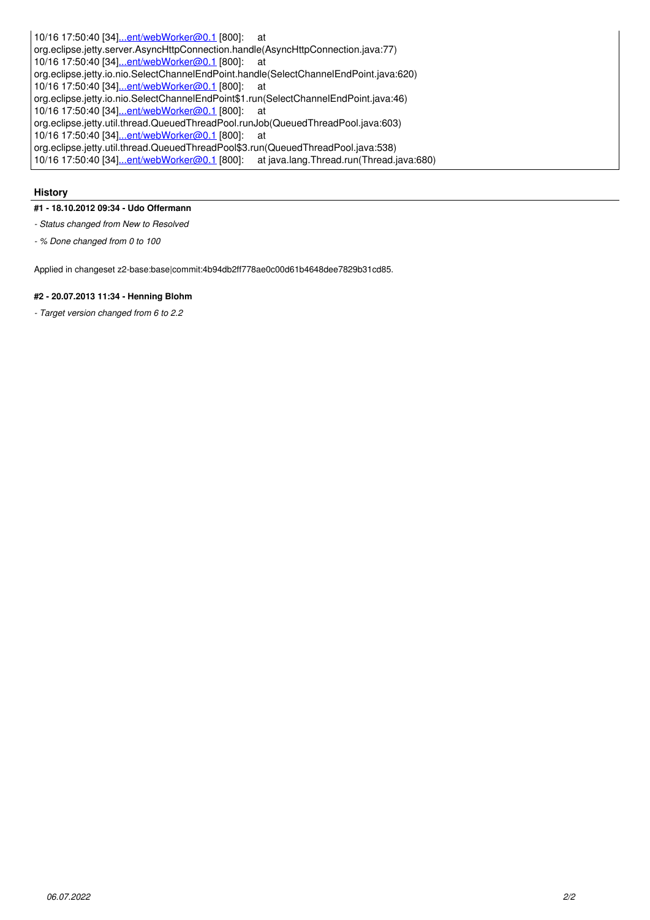```
10/16 17:50:40 [34]...ent/webWorker@0.1 [800]:     at
org.eclipse.jetty.server.AsyncHttpConnection.handle(AsyncHttpConnection.java:77)
10/16 17:50:40 [34]...ent/webWorker@0.1 [800]:     at
org.eclipse.jetty.io.nio.SelectChannelEndPoint.handle(SelectChannelEndPoint.java:620)
10/16 17:50:40 [34]...ent/webWorker@0.1 [800]:     at
org.eclipse.jetty.io.nio.SelectChannelEndPoint$1.run(SelectChannelEndPoint.java:46)
10/16 17:50:40 [34]...ent/webWorker@0.1 [800]:     at
org.eclipse.jetty.util.thread.QueuedThreadPool.runJob(QueuedThreadPool.java:603)
10/16 17:50:40 [34]...ent/webWorker@0.1 [800]:     at
org.eclipse.jetty.util.thread.QueuedThreadPool$3.run(QueuedThreadPool.java:538)
10/16 17:50:40 [34]...ent/webWorker@0.1 [800]:     at java.lang.Thread.run(Thread.java:680)
```

## History

#### #1 - 18.10.2012 09:34 - Udo Offermann

*- Status changed from New to Resolved*

*- % Done changed from 0 to 100*

Applied in changeset z2-base:base|commit:4b94db2ff778ae0c00d61b4648dee7829b31cd85.

#### #2 - 20.07.2013 11:34 - Henning Blohm

*- Target version changed from 6 to 2.2*